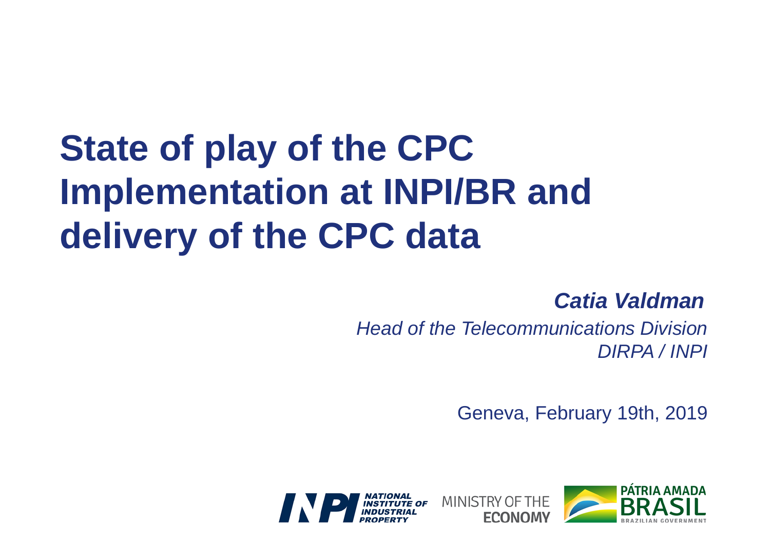# State of play of the CPC Implementation at INPI/BR and delivery of the CPC data

***Catia Valdman***

*Head of the Telecommunications Division*

*DIRPA / INPI*

Geneva, February 19th, 2019

INPI NATIONAL INSTITUTE OF INDUSTRIAL PROPERTY

MINISTRY OF THE ECONOMY

PÁTRIA AMADA BRASIL
BRAZILIAN GOVERNMENT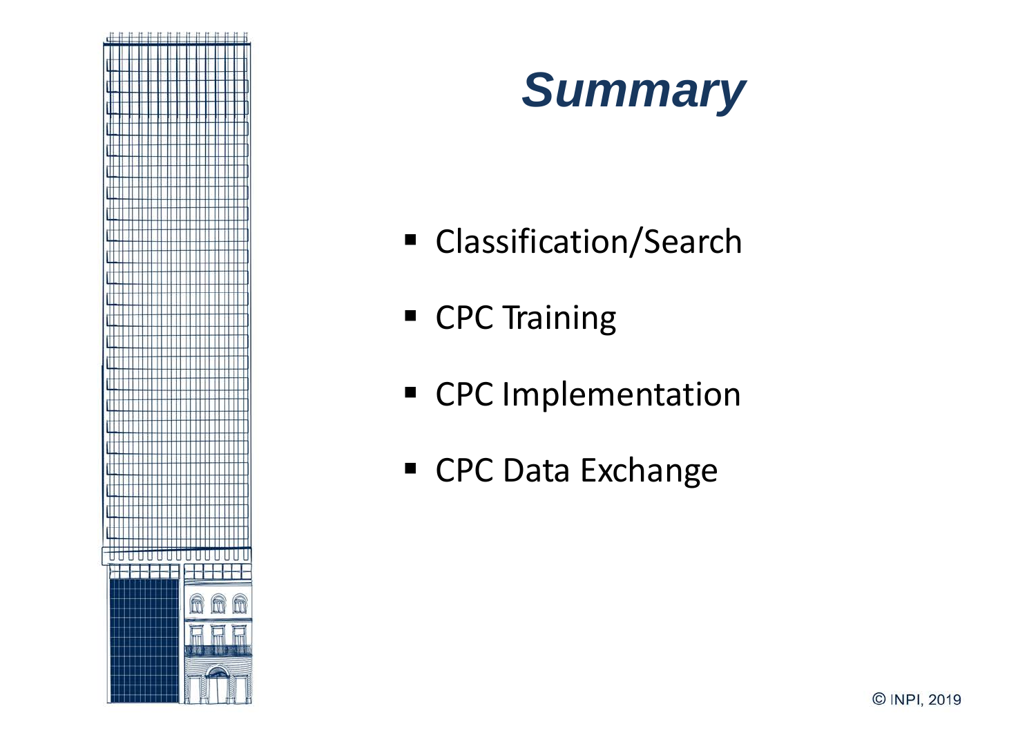# *Summary*

- Classification/Search
- CPC Training
- CPC Implementation
- CPC Data Exchange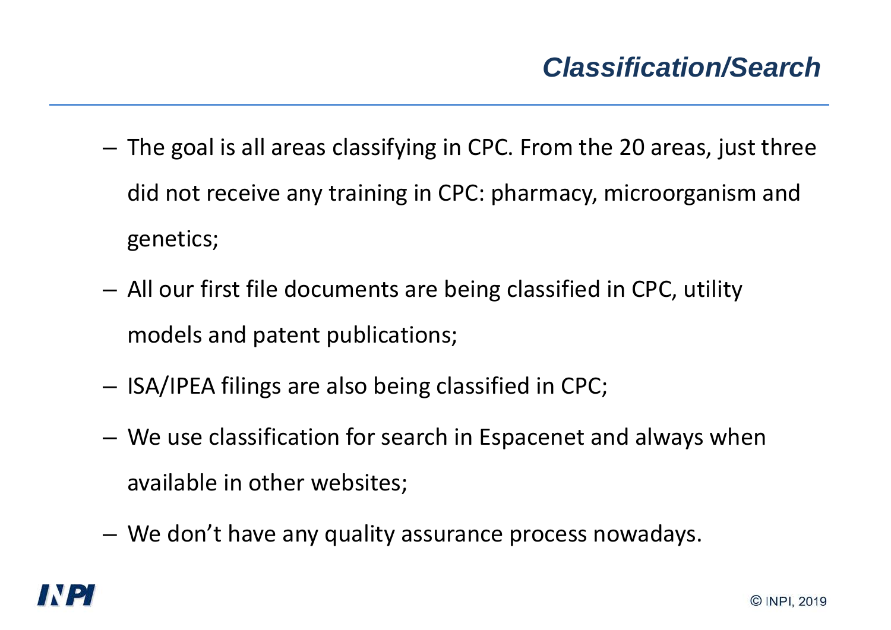## *Classification/Search*

- The goal is all areas classifying in CPC. From the 20 areas, just three did not receive any training in CPC: pharmacy, microorganism and genetics;
- All our first file documents are being classified in CPC, utility models and patent publications;
- ISA/IPEA filings are also being classified in CPC;
- We use classification for search in Espacenet and always when available in other websites;
- We don't have any quality assurance process nowadays.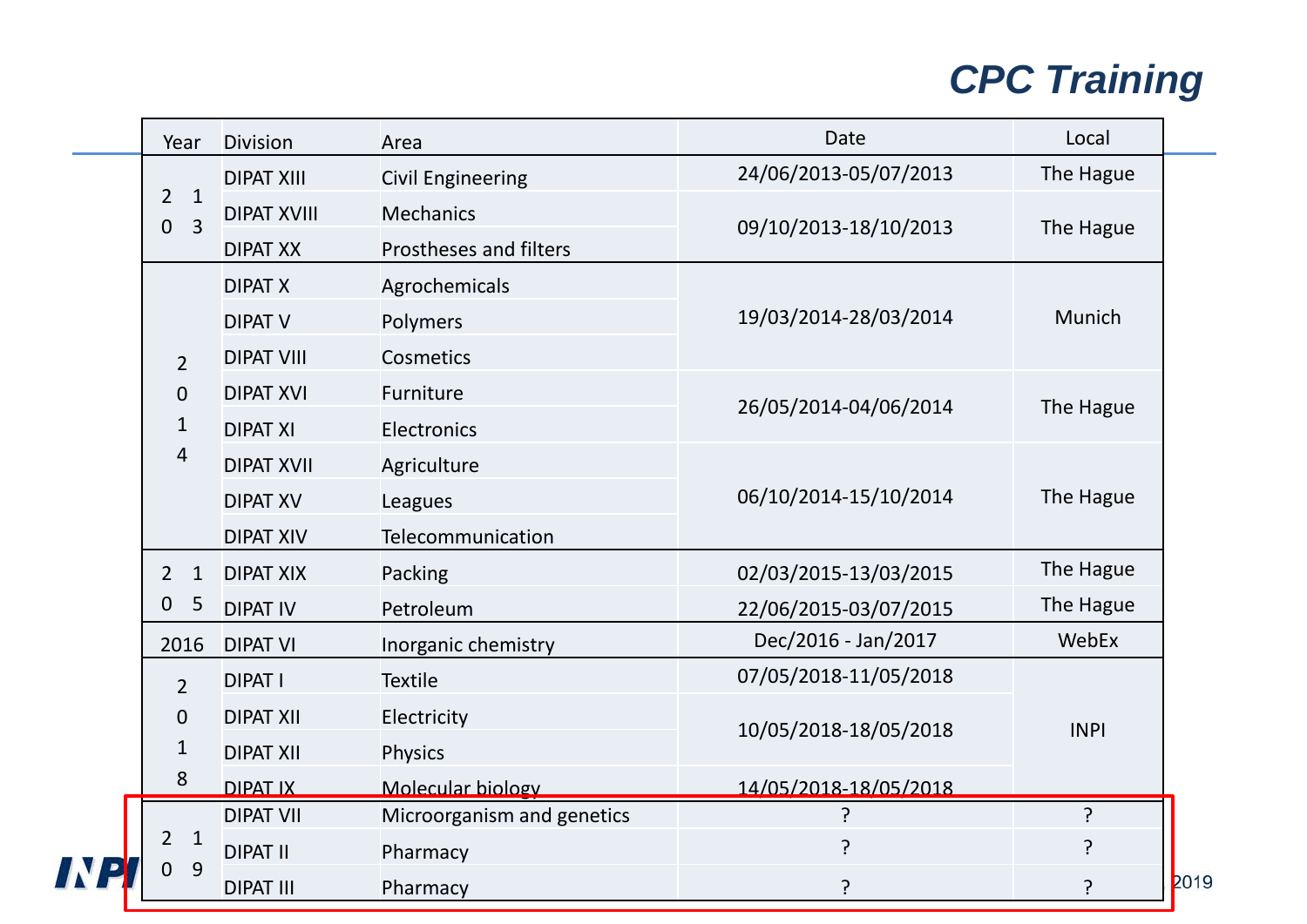# CPC Training

| Year | Division | Area | Date | Local |
|---|---|---|---|---|
| 2013 | DIPAT XIII | Civil Engineering | 24/06/2013-05/07/2013 | The Hague |
| | DIPAT XVIII | Mechanics | 09/10/2013-18/10/2013 | The Hague |
| | DIPAT XX | Prostheses and filters | | |
| 2014 | DIPAT X | Agrochemicals | 19/03/2014-28/03/2014 | Munich |
| | DIPAT V | Polymers | | |
| | DIPAT VIII | Cosmetics | | |
| | DIPAT XVI | Furniture | 26/05/2014-04/06/2014 | The Hague |
| | DIPAT XI | Electronics | | |
| | DIPAT XVII | Agriculture | 06/10/2014-15/10/2014 | The Hague |
| | DIPAT XV | Leagues | | |
| | DIPAT XIV | Telecommunication | | |
| 2015 | DIPAT XIX | Packing | 02/03/2015-13/03/2015 | The Hague |
| | DIPAT IV | Petroleum | 22/06/2015-03/07/2015 | The Hague |
| 2016 | DIPAT VI | Inorganic chemistry | Dec/2016 - Jan/2017 | WebEx |
| 2018 | DIPAT I | Textile | 07/05/2018-11/05/2018 | INPI |
| | DIPAT XII | Electricity | 10/05/2018-18/05/2018 | |
| | DIPAT XII | Physics | | |
| | DIPAT IX | Molecular biology | 14/05/2018-18/05/2018 | |
| 2019 | DIPAT VII | Microorganism and genetics | ? | ? |
| | DIPAT II | Pharmacy | ? | ? |
| | DIPAT III | Pharmacy | ? | ? |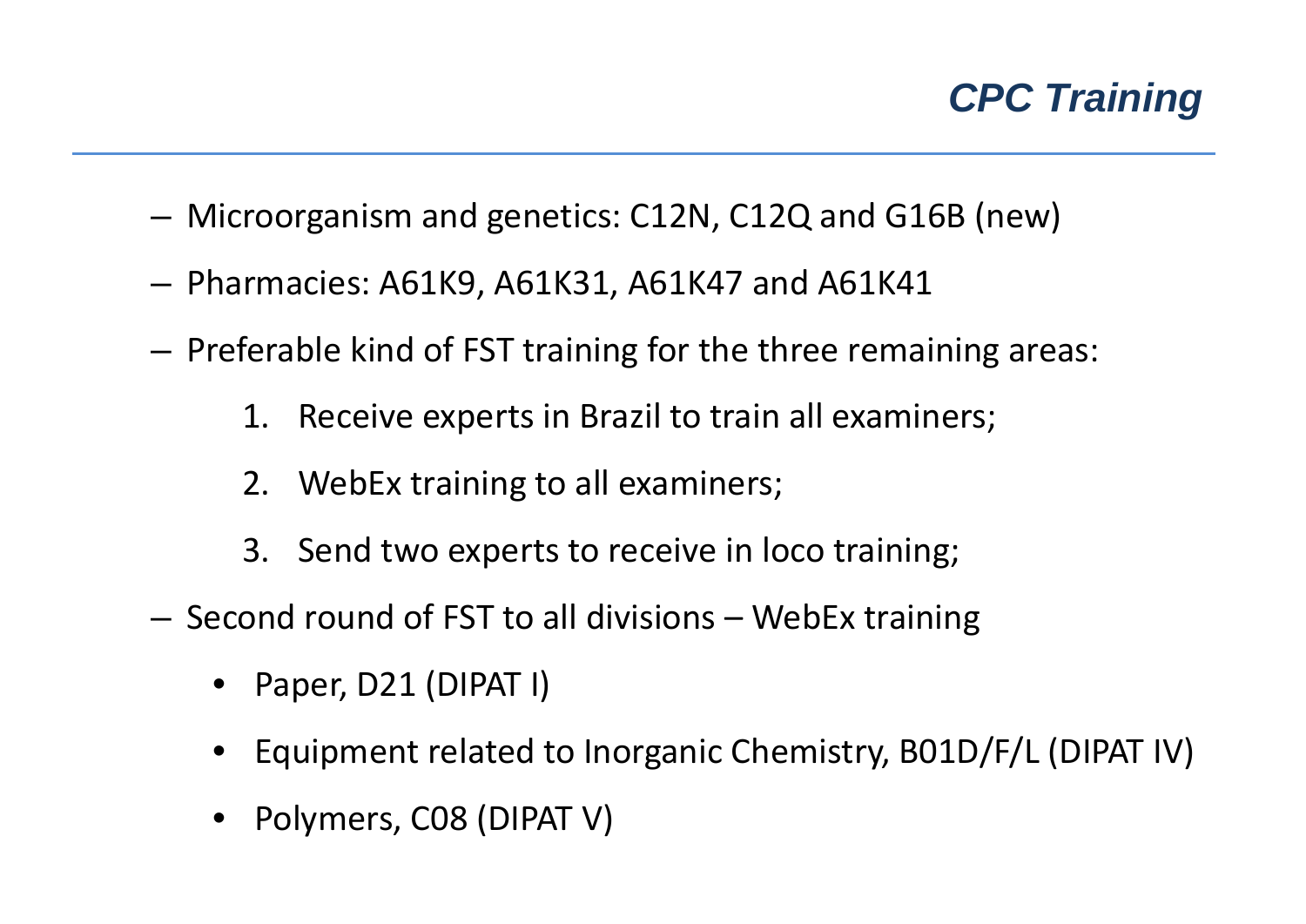# CPC Training

- Microorganism and genetics: C12N, C12Q and G16B (new)
- Pharmacies: A61K9, A61K31, A61K47 and A61K41
- Preferable kind of FST training for the three remaining areas:
  1. Receive experts in Brazil to train all examiners;
  2. WebEx training to all examiners;
  3. Send two experts to receive in loco training;
- Second round of FST to all divisions – WebEx training
  - Paper, D21 (DIPAT I)
  - Equipment related to Inorganic Chemistry, B01D/F/L (DIPAT IV)
  - Polymers, C08 (DIPAT V)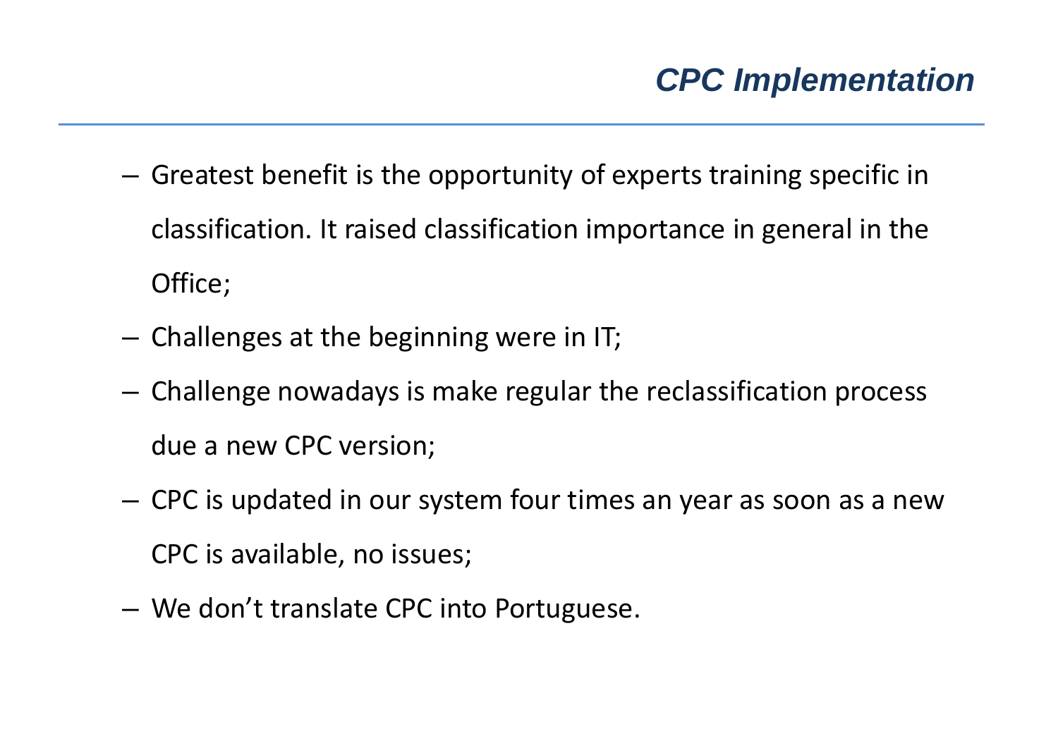## *CPC Implementation*

- Greatest benefit is the opportunity of experts training specific in classification. It raised classification importance in general in the Office;
- Challenges at the beginning were in IT;
- Challenge nowadays is make regular the reclassification process due a new CPC version;
- CPC is updated in our system four times an year as soon as a new CPC is available, no issues;
- We don’t translate CPC into Portuguese.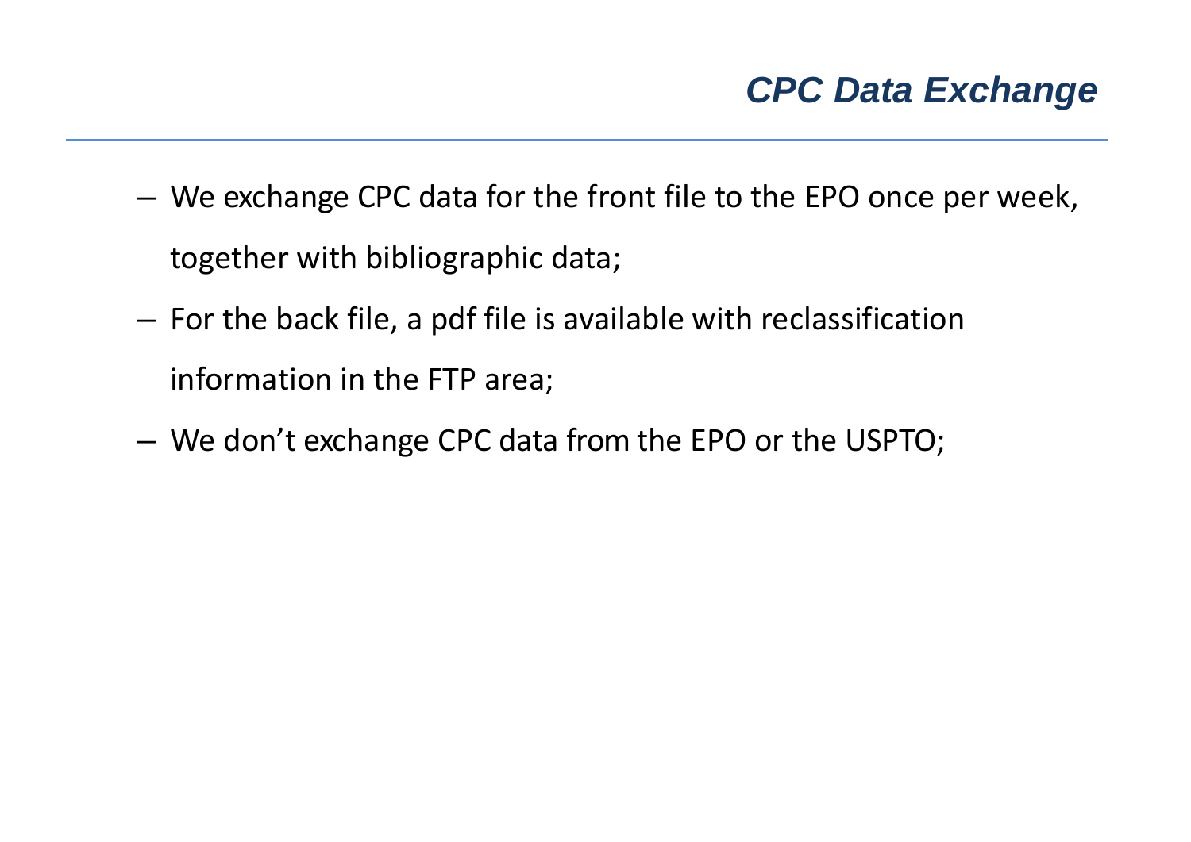# CPC Data Exchange

- We exchange CPC data for the front file to the EPO once per week, together with bibliographic data;
- For the back file, a pdf file is available with reclassification information in the FTP area;
- We don't exchange CPC data from the EPO or the USPTO;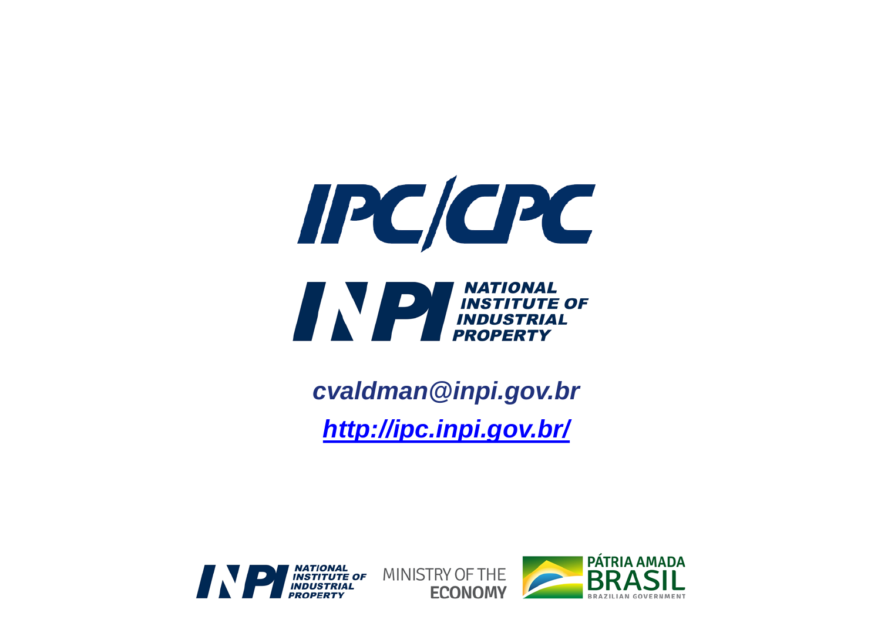# IPC/CPC

**NATIONAL INSTITUTE OF INDUSTRIAL PROPERTY**

***cvaldman@inpi.gov.br***

***http://ipc.inpi.gov.br/***

INPI NATIONAL INSTITUTE OF INDUSTRIAL PROPERTY MINISTRY OF THE ECONOMY PÁTRIA AMADA BRASIL BRAZILIAN GOVERNMENT